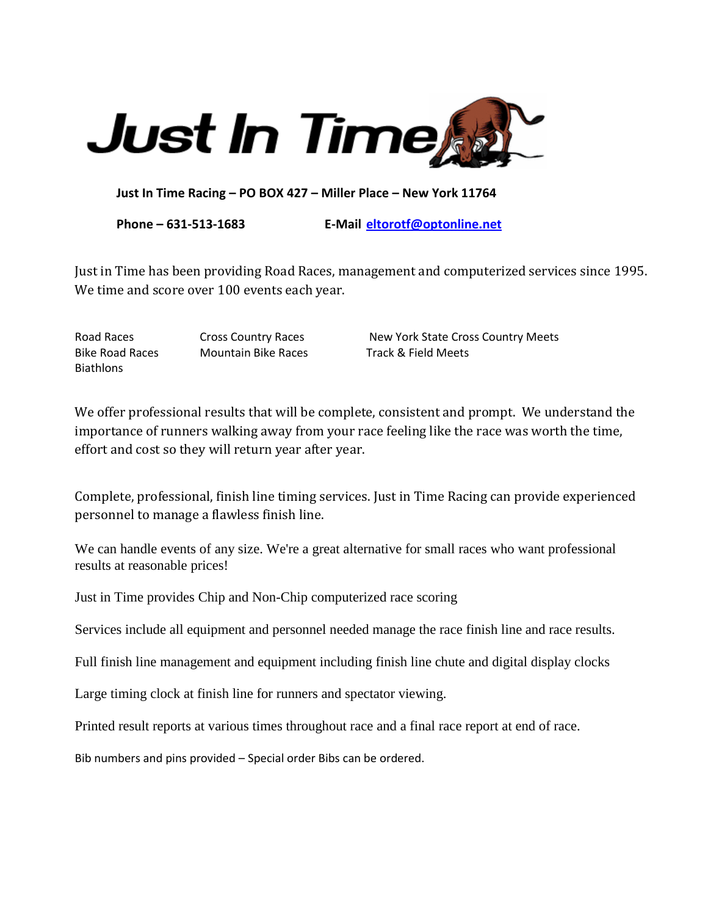# Just In Time

**Just In Time Racing – PO BOX 427 – Miller Place – New York 11764**

**Phone – 631-513-1683** **E-Mail [eltorotf@optonline.net](mailto:eltorotf@optonline.net)**

Just in Time has been providing Road Races, management and computerized services since 1995. We time and score over 100 events each year.

| Road Races | Cross Country Races | New York State Cross Country Meets |
| --- | --- | --- |
| Bike Road Races | Mountain Bike Races | Track & Field Meets |
| Biathlons | | |

We offer professional results that will be complete, consistent and prompt. We understand the importance of runners walking away from your race feeling like the race was worth the time, effort and cost so they will return year after year.

Complete, professional, finish line timing services. Just in Time Racing can provide experienced personnel to manage a flawless finish line.

We can handle events of any size. We're a great alternative for small races who want professional results at reasonable prices!

Just in Time provides Chip and Non-Chip computerized race scoring

Services include all equipment and personnel needed manage the race finish line and race results.

Full finish line management and equipment including finish line chute and digital display clocks

Large timing clock at finish line for runners and spectator viewing.

Printed result reports at various times throughout race and a final race report at end of race.

Bib numbers and pins provided – Special order Bibs can be ordered.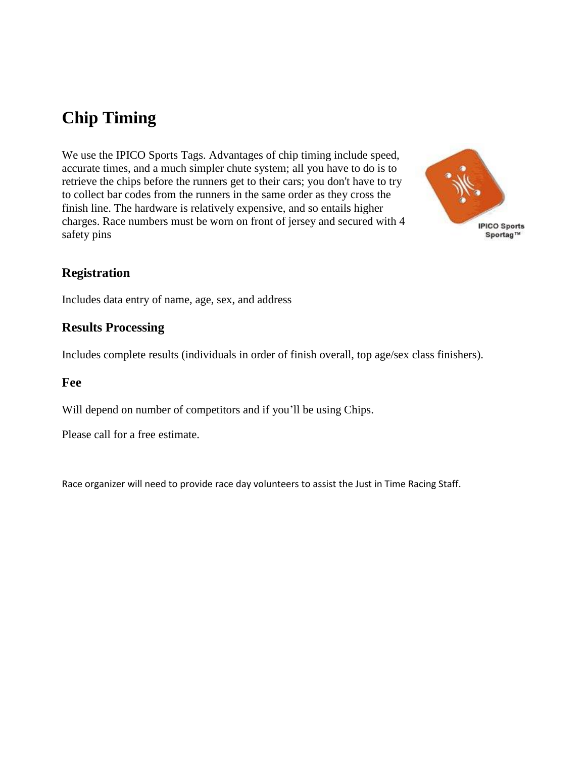# Chip Timing

We use the IPICO Sports Tags. Advantages of chip timing include speed, accurate times, and a much simpler chute system; all you have to do is to retrieve the chips before the runners get to their cars; you don't have to try to collect bar codes from the runners in the same order as they cross the finish line. The hardware is relatively expensive, and so entails higher charges. Race numbers must be worn on front of jersey and secured with 4 safety pins

IPICO Sports Sportag™

## Registration

Includes data entry of name, age, sex, and address

## Results Processing

Includes complete results (individuals in order of finish overall, top age/sex class finishers).

## Fee

Will depend on number of competitors and if you'll be using Chips.

Please call for a free estimate.

Race organizer will need to provide race day volunteers to assist the Just in Time Racing Staff.